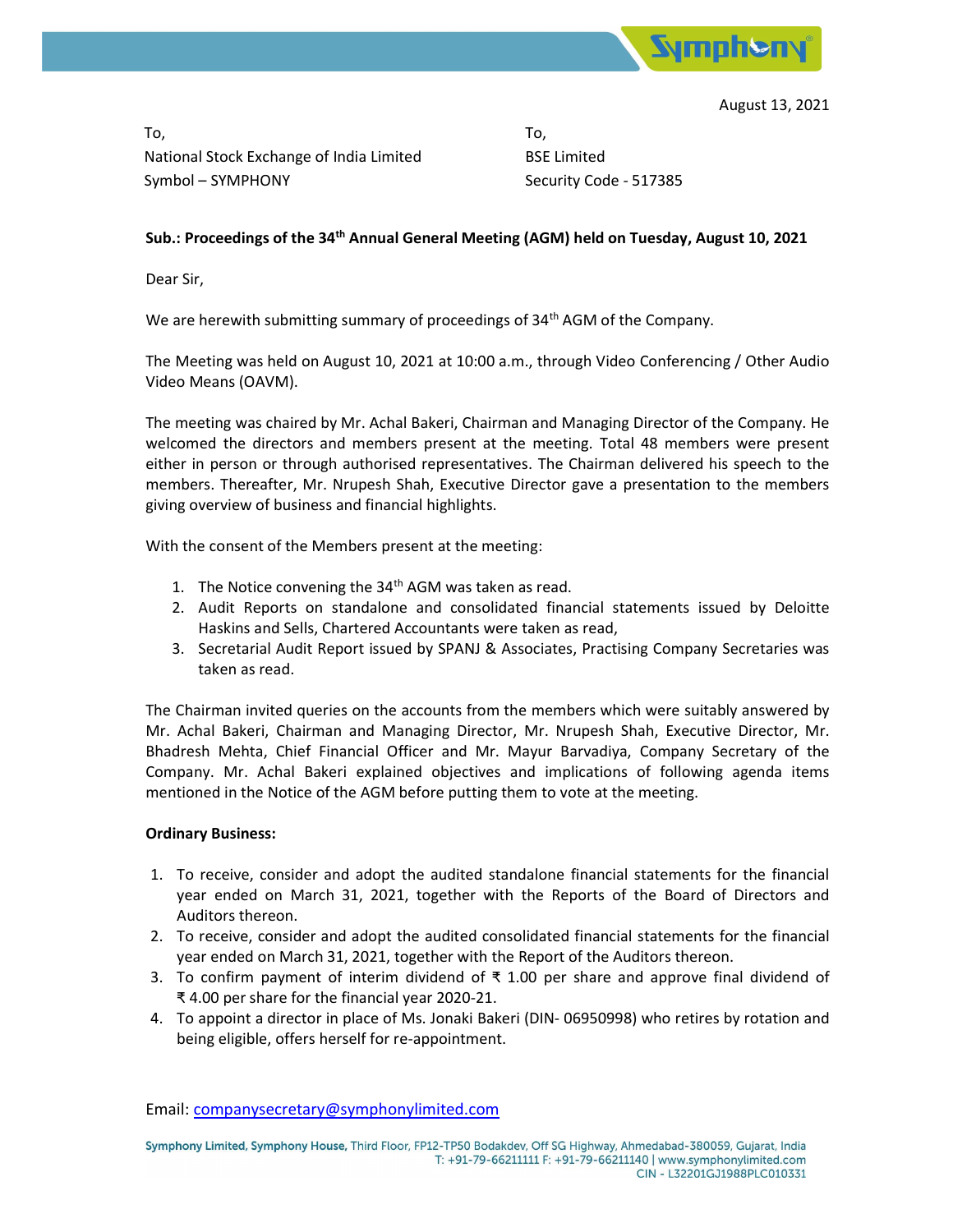August 13, 2021

To,
National Stock Exchange of India Limited
Symbol – SYMPHONY

To,
BSE Limited
Security Code - 517385

**Sub.: Proceedings of the 34th Annual General Meeting (AGM) held on Tuesday, August 10, 2021**

Dear Sir,

We are herewith submitting summary of proceedings of 34th AGM of the Company.

The Meeting was held on August 10, 2021 at 10:00 a.m., through Video Conferencing / Other Audio Video Means (OAVM).

The meeting was chaired by Mr. Achal Bakeri, Chairman and Managing Director of the Company. He welcomed the directors and members present at the meeting. Total 48 members were present either in person or through authorised representatives. The Chairman delivered his speech to the members. Thereafter, Mr. Nrupesh Shah, Executive Director gave a presentation to the members giving overview of business and financial highlights.

With the consent of the Members present at the meeting:

1. The Notice convening the 34th AGM was taken as read.
2. Audit Reports on standalone and consolidated financial statements issued by Deloitte Haskins and Sells, Chartered Accountants were taken as read,
3. Secretarial Audit Report issued by SPANJ & Associates, Practising Company Secretaries was taken as read.

The Chairman invited queries on the accounts from the members which were suitably answered by Mr. Achal Bakeri, Chairman and Managing Director, Mr. Nrupesh Shah, Executive Director, Mr. Bhadresh Mehta, Chief Financial Officer and Mr. Mayur Barvadiya, Company Secretary of the Company. Mr. Achal Bakeri explained objectives and implications of following agenda items mentioned in the Notice of the AGM before putting them to vote at the meeting.

**Ordinary Business:**

1. To receive, consider and adopt the audited standalone financial statements for the financial year ended on March 31, 2021, together with the Reports of the Board of Directors and Auditors thereon.
2. To receive, consider and adopt the audited consolidated financial statements for the financial year ended on March 31, 2021, together with the Report of the Auditors thereon.
3. To confirm payment of interim dividend of ₹ 1.00 per share and approve final dividend of ₹ 4.00 per share for the financial year 2020-21.
4. To appoint a director in place of Ms. Jonaki Bakeri (DIN- 06950998) who retires by rotation and being eligible, offers herself for re-appointment.

Email: companysecretary@symphonylimited.com

Symphony Limited, Symphony House, Third Floor, FP12-TP50 Bodakdev, Off SG Highway, Ahmedabad-380059, Gujarat, India
T: +91-79-66211111 F: +91-79-66211140 | www.symphonylimited.com
CIN - L32201GJ1988PLC010331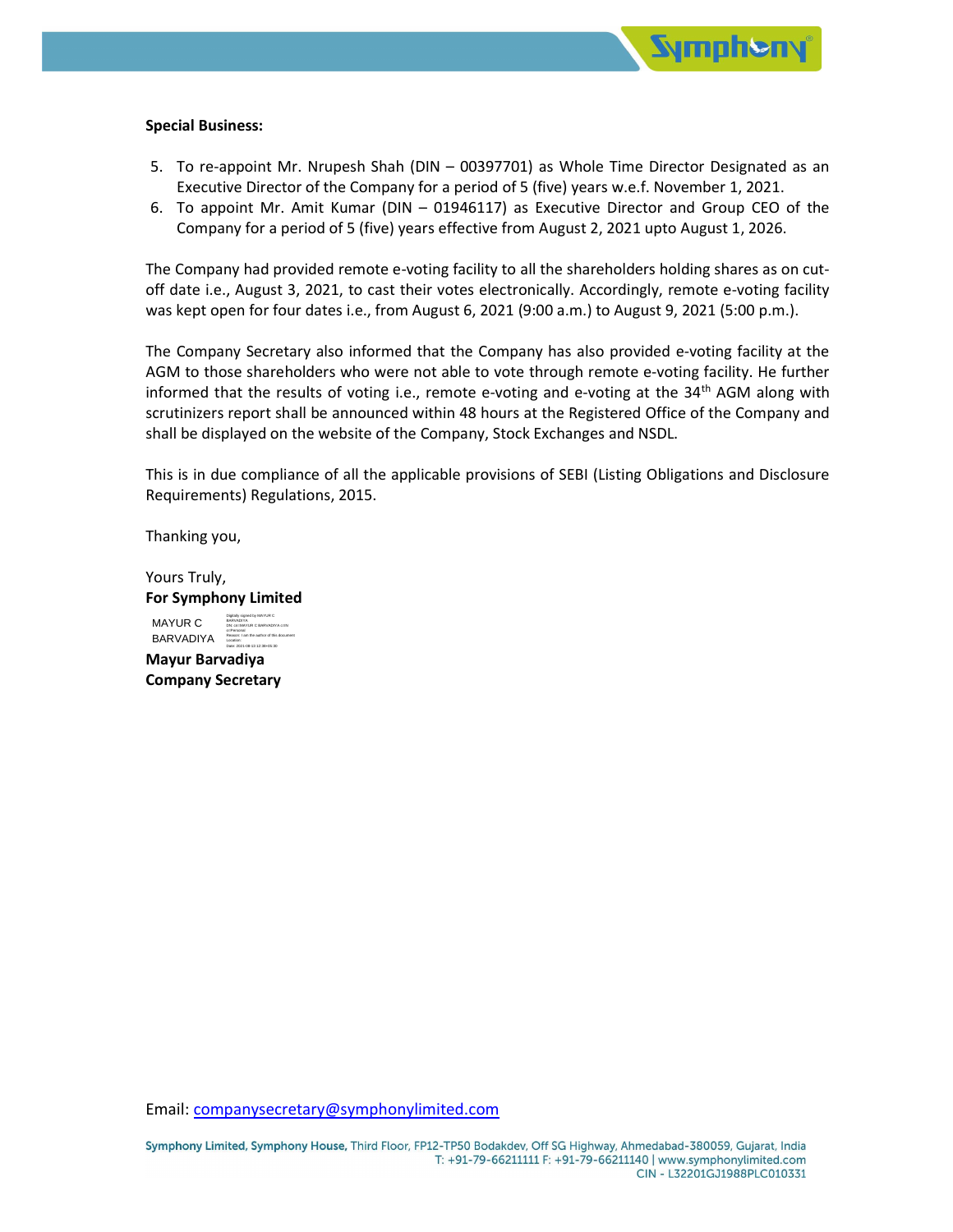**Special Business:**

5. To re-appoint Mr. Nrupesh Shah (DIN – 00397701) as Whole Time Director Designated as an Executive Director of the Company for a period of 5 (five) years w.e.f. November 1, 2021.
6. To appoint Mr. Amit Kumar (DIN – 01946117) as Executive Director and Group CEO of the Company for a period of 5 (five) years effective from August 2, 2021 upto August 1, 2026.

The Company had provided remote e-voting facility to all the shareholders holding shares as on cut-off date i.e., August 3, 2021, to cast their votes electronically. Accordingly, remote e-voting facility was kept open for four dates i.e., from August 6, 2021 (9:00 a.m.) to August 9, 2021 (5:00 p.m.).

The Company Secretary also informed that the Company has also provided e-voting facility at the AGM to those shareholders who were not able to vote through remote e-voting facility. He further informed that the results of voting i.e., remote e-voting and e-voting at the 34th AGM along with scrutinizers report shall be announced within 48 hours at the Registered Office of the Company and shall be displayed on the website of the Company, Stock Exchanges and NSDL.

This is in due compliance of all the applicable provisions of SEBI (Listing Obligations and Disclosure Requirements) Regulations, 2015.

Thanking you,

Yours Truly,
**For Symphony Limited**

MAYUR C BARVADIYA

**Mayur Barvadiya**
**Company Secretary**

Email: companysecretary@symphonylimited.com

Symphony Limited, Symphony House, Third Floor, FP12-TP50 Bodakdev, Off SG Highway, Ahmedabad-380059, Gujarat, India
T: +91-79-66211111 F: +91-79-66211140 | www.symphonylimited.com
CIN - L32201GJ1988PLC010331